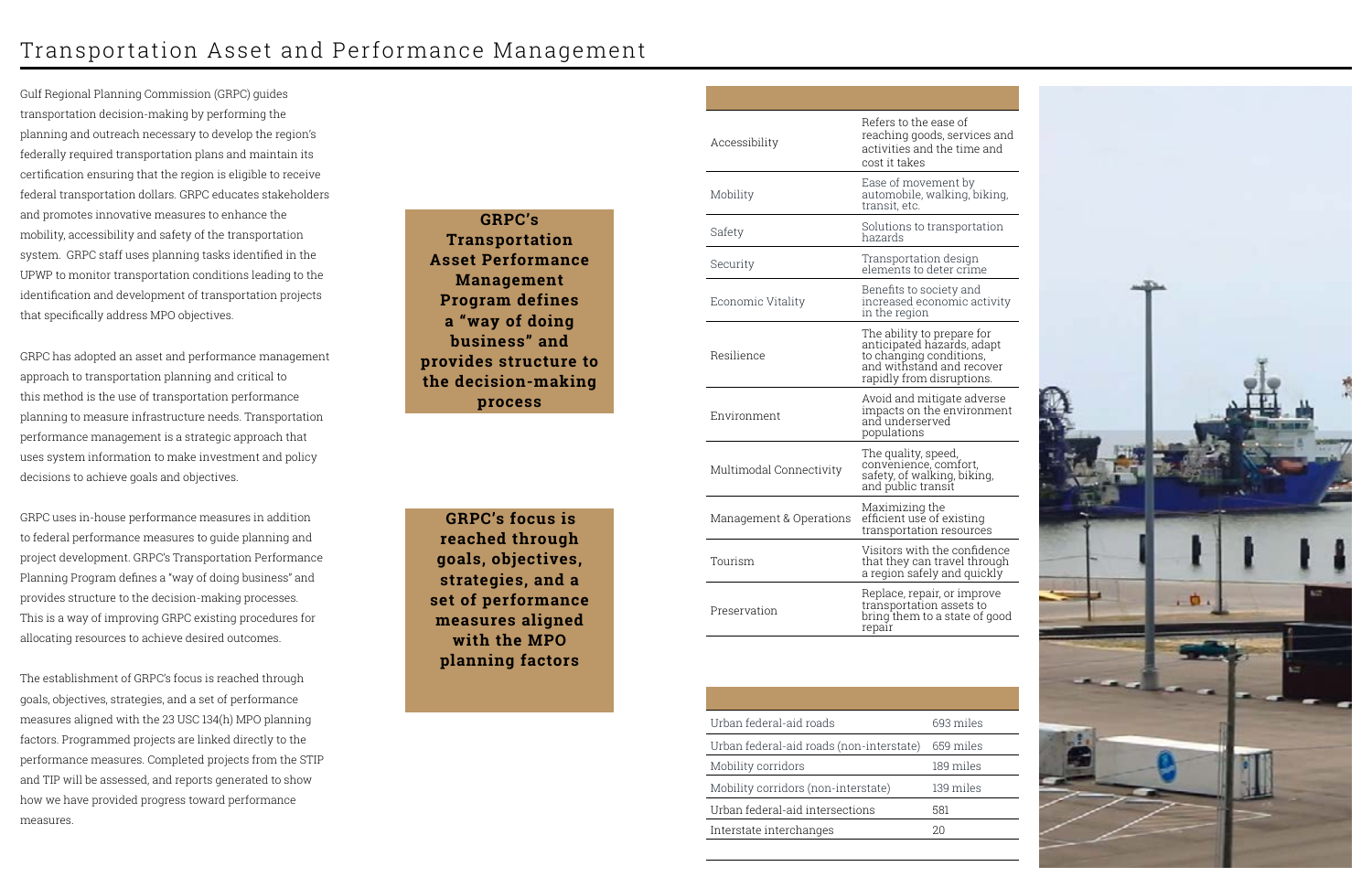# Transportation Asset and Performance Management

Gulf Regional Planning Commission (GRPC) guides transportation decision-making by performing the planning and outreach necessary to develop the region's federally required transportation plans and maintain its certification ensuring that the region is eligible to receive federal transportation dollars. GRPC educates stakeholders and promotes innovative measures to enhance the mobility, accessibility and safety of the transportation system. GRPC staff uses planning tasks identified in the UPWP to monitor transportation conditions leading to the identification and development of transportation projects that specifically address MPO objectives.

GRPC has adopted an asset and performance management approach to transportation planning and critical to this method is the use of transportation performance planning to measure infrastructure needs. Transportation performance management is a strategic approach that uses system information to make investment and policy decisions to achieve goals and objectives.

GRPC uses in-house performance measures in addition to federal performance measures to guide planning and project development. GRPC's Transportation Performance Planning Program defines a "way of doing business" and provides structure to the decision-making processes. This is a way of improving GRPC existing procedures for allocating resources to achieve desired outcomes.

The establishment of GRPC's focus is reached through goals, objectives, strategies, and a set of performance measures aligned with the 23 USC 134(h) MPO planning factors. Programmed projects are linked directly to the performance measures. Completed projects from the STIP and TIP will be assessed, and reports generated to show how we have provided progress toward performance measures.

**GRPC's Transportation Asset Performance Management Program defines a "way of doing business" and provides structure to the decision-making process**

**GRPC's focus is reached through goals, objectives, strategies, and a set of performance measures aligned with the MPO planning factors**

| | |
|---|---|
| Accessibility | Refers to the ease of reaching goods, services and activities and the time and cost it takes |
| Mobility | Ease of movement by automobile, walking, biking, transit, etc. |
| Safety | Solutions to transportation hazards |
| Security | Transportation design elements to deter crime |
| Economic Vitality | Benefits to society and increased economic activity in the region |
| Resilience | The ability to prepare for anticipated hazards, adapt to changing conditions, and withstand and recover rapidly from disruptions. |
| Environment | Avoid and mitigate adverse impacts on the environment and underserved populations |
| Multimodal Connectivity | The quality, speed, convenience, comfort, safety, of walking, biking, and public transit |
| Management & Operations | Maximizing the efficient use of existing transportation resources |
| Tourism | Visitors with the confidence that they can travel through a region safely and quickly |
| Preservation | Replace, repair, or improve transportation assets to bring them to a state of good repair |

| | |
|---|---|
| Urban federal-aid roads | 693 miles |
| Urban federal-aid roads (non-interstate) | 659 miles |
| Mobility corridors | 189 miles |
| Mobility corridors (non-interstate) | 139 miles |
| Urban federal-aid intersections | 581 |
| Interstate interchanges | 20 |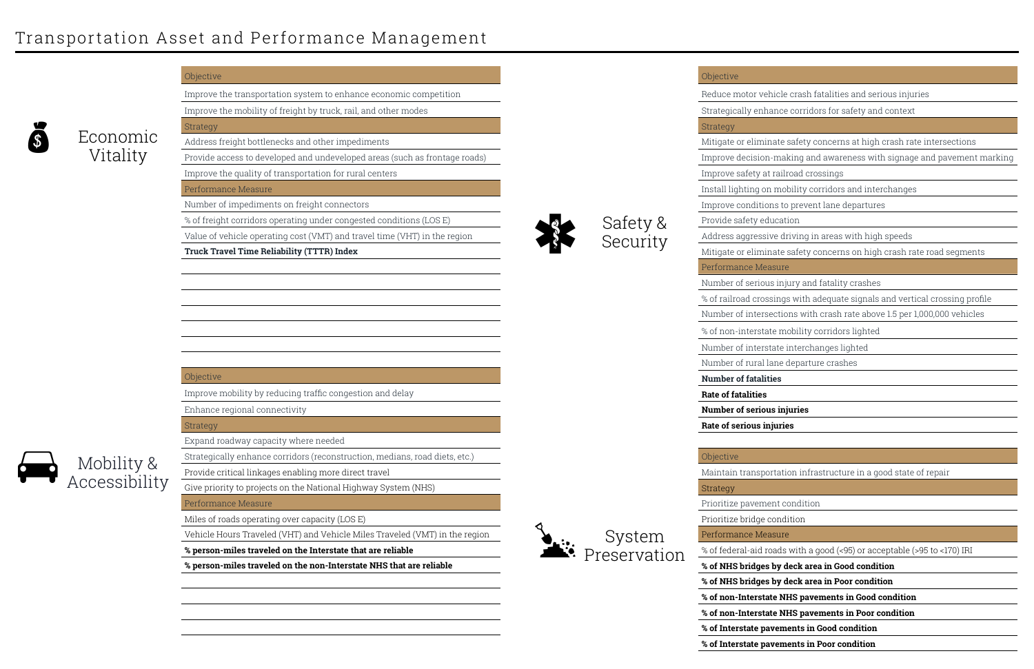# Transportation Asset and Performance Management

## Economic Vitality

| Objective |
|---|
| Improve the transportation system to enhance economic competition |
| Improve the mobility of freight by truck, rail, and other modes |
| **Strategy** |
| Address freight bottlenecks and other impediments |
| Provide access to developed and undeveloped areas (such as frontage roads) |
| Improve the quality of transportation for rural centers |
| **Performance Measure** |
| Number of impediments on freight connectors |
| % of freight corridors operating under congested conditions (LOS E) |
| Value of vehicle operating cost (VMT) and travel time (VHT) in the region |
| **Truck Travel Time Reliability (TTTR) Index** |

## Mobility & Accessibility

| Objective |
|---|
| Improve mobility by reducing traffic congestion and delay |
| Enhance regional connectivity |
| **Strategy** |
| Expand roadway capacity where needed |
| Strategically enhance corridors (reconstruction, medians, road diets, etc.) |
| Provide critical linkages enabling more direct travel |
| Give priority to projects on the National Highway System (NHS) |
| **Performance Measure** |
| Miles of roads operating over capacity (LOS E) |
| Vehicle Hours Traveled (VHT) and Vehicle Miles Traveled (VMT) in the region |
| **% person-miles traveled on the Interstate that are reliable** |
| **% person-miles traveled on the non-Interstate NHS that are reliable** |

## Safety & Security

| Objective |
|---|
| Reduce motor vehicle crash fatalities and serious injuries |
| Strategically enhance corridors for safety and context |
| **Strategy** |
| Mitigate or eliminate safety concerns at high crash rate intersections |
| Improve decision-making and awareness with signage and pavement marking |
| Improve safety at railroad crossings |
| Install lighting on mobility corridors and interchanges |
| Improve conditions to prevent lane departures |
| Provide safety education |
| Address aggressive driving in areas with high speeds |
| Mitigate or eliminate safety concerns on high crash rate road segments |
| **Performance Measure** |
| Number of serious injury and fatality crashes |
| % of railroad crossings with adequate signals and vertical crossing profile |
| Number of intersections with crash rate above 1.5 per 1,000,000 vehicles |
| % of non-interstate mobility corridors lighted |
| Number of interstate interchanges lighted |
| Number of rural lane departure crashes |
| **Number of fatalities** |
| **Rate of fatalities** |
| **Number of serious injuries** |
| **Rate of serious injuries** |

## System Preservation

| Objective |
|---|
| Maintain transportation infrastructure in a good state of repair |
| **Strategy** |
| Prioritize pavement condition |
| Prioritize bridge condition |
| **Performance Measure** |
| % of federal-aid roads with a good (<95) or acceptable (>95 to <170) IRI |
| **% of NHS bridges by deck area in Good condition** |
| **% of NHS bridges by deck area in Poor condition** |
| **% of non-Interstate NHS pavements in Good condition** |
| **% of non-Interstate NHS pavements in Poor condition** |
| **% of Interstate pavements in Good condition** |
| **% of Interstate pavements in Poor condition** |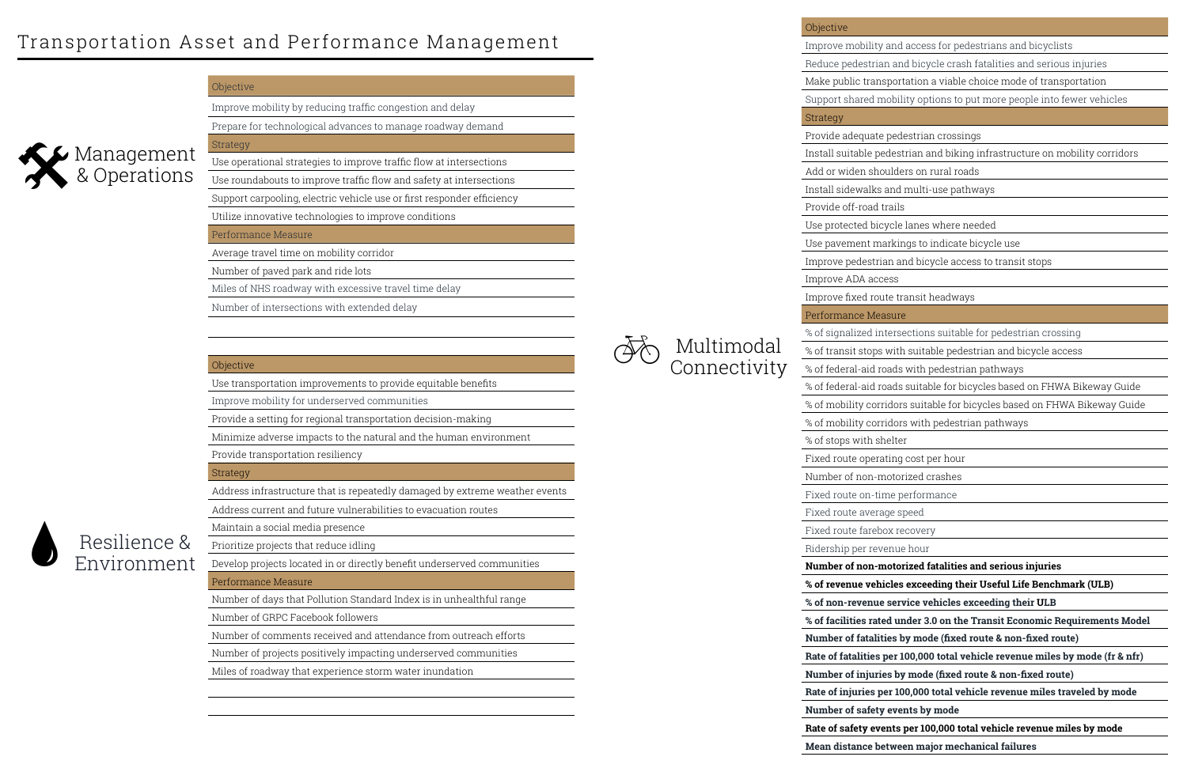# Transportation Asset and Performance Management

## Management & Operations

| |
|---|
| Objective |
| Improve mobility by reducing traffic congestion and delay |
| Prepare for technological advances to manage roadway demand |
| Strategy |
| Use operational strategies to improve traffic flow at intersections |
| Use roundabouts to improve traffic flow and safety at intersections |
| Support carpooling, electric vehicle use or first responder efficiency |
| Utilize innovative technologies to improve conditions |
| Performance Measure |
| Average travel time on mobility corridor |
| Number of paved park and ride lots |
| Miles of NHS roadway with excessive travel time delay |
| Number of intersections with extended delay |

## Resilience & Environment

| |
|---|
| Objective |
| Use transportation improvements to provide equitable benefits |
| Improve mobility for underserved communities |
| Provide a setting for regional transportation decision-making |
| Minimize adverse impacts to the natural and the human environment |
| Provide transportation resiliency |
| Strategy |
| Address infrastructure that is repeatedly damaged by extreme weather events |
| Address current and future vulnerabilities to evacuation routes |
| Maintain a social media presence |
| Prioritize projects that reduce idling |
| Develop projects located in or directly benefit underserved communities |
| Performance Measure |
| Number of days that Pollution Standard Index is in unhealthful range |
| Number of GRPC Facebook followers |
| Number of comments received and attendance from outreach efforts |
| Number of projects positively impacting underserved communities |
| Miles of roadway that experience storm water inundation |

## Multimodal Connectivity

| |
|---|
| Objective |
| Improve mobility and access for pedestrians and bicyclists |
| Reduce pedestrian and bicycle crash fatalities and serious injuries |
| Make public transportation a viable choice mode of transportation |
| Support shared mobility options to put more people into fewer vehicles |
| Strategy |
| Provide adequate pedestrian crossings |
| Install suitable pedestrian and biking infrastructure on mobility corridors |
| Add or widen shoulders on rural roads |
| Install sidewalks and multi-use pathways |
| Provide off-road trails |
| Use protected bicycle lanes where needed |
| Use pavement markings to indicate bicycle use |
| Improve pedestrian and bicycle access to transit stops |
| Improve ADA access |
| Improve fixed route transit headways |
| Performance Measure |
| % of signalized intersections suitable for pedestrian crossing |
| % of transit stops with suitable pedestrian and bicycle access |
| % of federal-aid roads with pedestrian pathways |
| % of federal-aid roads suitable for bicycles based on FHWA Bikeway Guide |
| % of mobility corridors suitable for bicycles based on FHWA Bikeway Guide |
| % of mobility corridors with pedestrian pathways |
| % of stops with shelter |
| Fixed route operating cost per hour |
| Number of non-motorized crashes |
| Fixed route on-time performance |
| Fixed route average speed |
| Fixed route farebox recovery |
| Ridership per revenue hour |
| **Number of non-motorized fatalities and serious injuries** |
| **% of revenue vehicles exceeding their Useful Life Benchmark (ULB)** |
| **% of non-revenue service vehicles exceeding their ULB** |
| **% of facilities rated under 3.0 on the Transit Economic Requirements Model** |
| **Number of fatalities by mode (fixed route & non-fixed route)** |
| **Rate of fatalities per 100,000 total vehicle revenue miles by mode (fr & nfr)** |
| **Number of injuries by mode (fixed route & non-fixed route)** |
| **Rate of injuries per 100,000 total vehicle revenue miles traveled by mode** |
| **Number of safety events by mode** |
| **Rate of safety events per 100,000 total vehicle revenue miles by mode** |
| **Mean distance between major mechanical failures** |